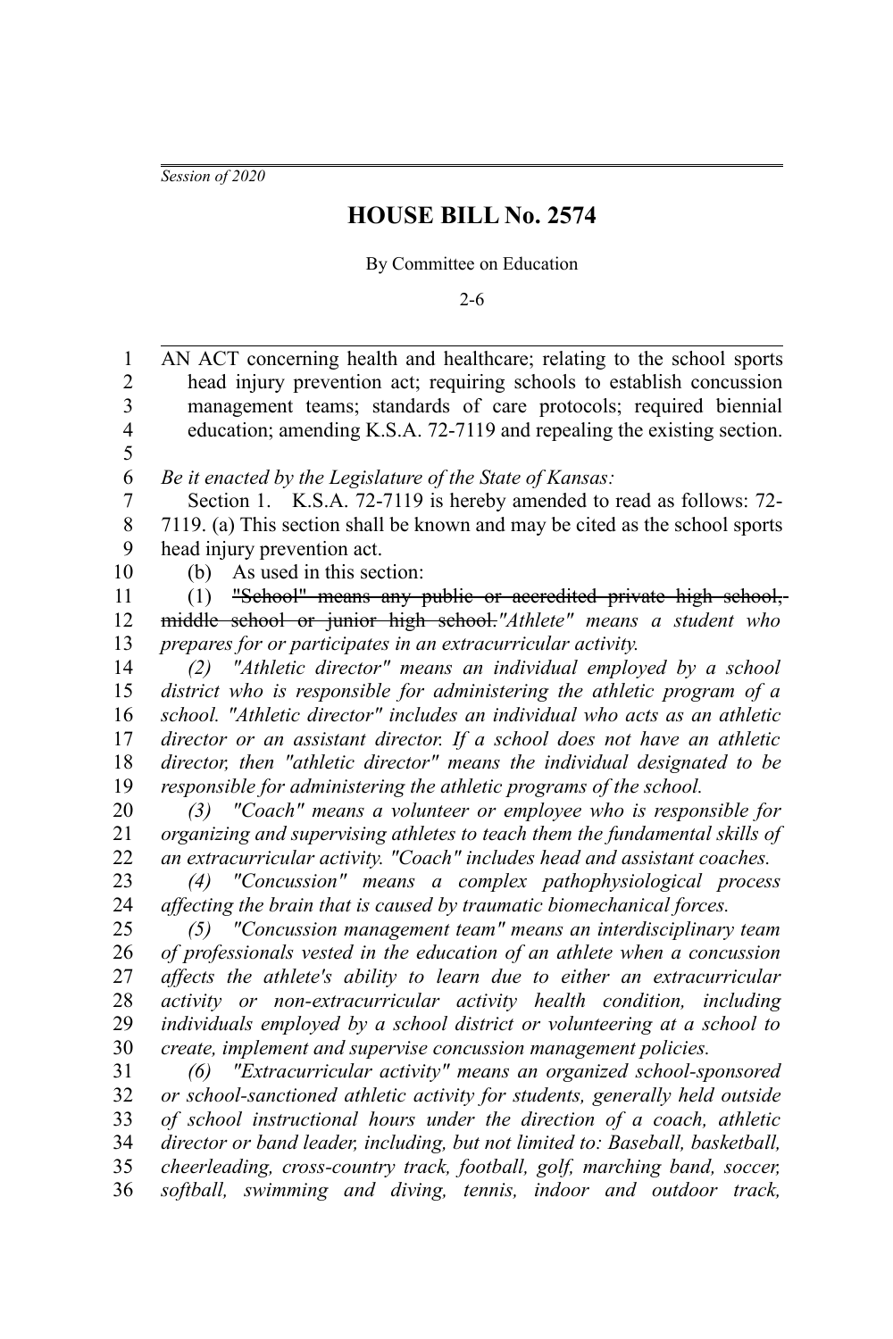*Session of 2020*

# HOUSE BILL No. 2574

By Committee on Education

2-6

AN ACT concerning health and healthcare; relating to the school sports head injury prevention act; requiring schools to establish concussion management teams; standards of care protocols; required biennial education; amending K.S.A. 72-7119 and repealing the existing section.

*Be it enacted by the Legislature of the State of Kansas:*

Section 1. K.S.A. 72-7119 is hereby amended to read as follows: 72-7119. (a) This section shall be known and may be cited as the school sports head injury prevention act.

(b) As used in this section:

(1) ~~"School" means any public or accredited private high school, middle school or junior high school.~~ *"Athlete" means a student who prepares for or participates in an extracurricular activity.*

*(2) "Athletic director" means an individual employed by a school district who is responsible for administering the athletic program of a school. "Athletic director" includes an individual who acts as an athletic director or an assistant director. If a school does not have an athletic director, then "athletic director" means the individual designated to be responsible for administering the athletic programs of the school.*

*(3) "Coach" means a volunteer or employee who is responsible for organizing and supervising athletes to teach them the fundamental skills of an extracurricular activity. "Coach" includes head and assistant coaches.*

*(4) "Concussion" means a complex pathophysiological process affecting the brain that is caused by traumatic biomechanical forces.*

*(5) "Concussion management team" means an interdisciplinary team of professionals vested in the education of an athlete when a concussion affects the athlete's ability to learn due to either an extracurricular activity or non-extracurricular activity health condition, including individuals employed by a school district or volunteering at a school to create, implement and supervise concussion management policies.*

*(6) "Extracurricular activity" means an organized school-sponsored or school-sanctioned athletic activity for students, generally held outside of school instructional hours under the direction of a coach, athletic director or band leader, including, but not limited to: Baseball, basketball, cheerleading, cross-country track, football, golf, marching band, soccer, softball, swimming and diving, tennis, indoor and outdoor track,*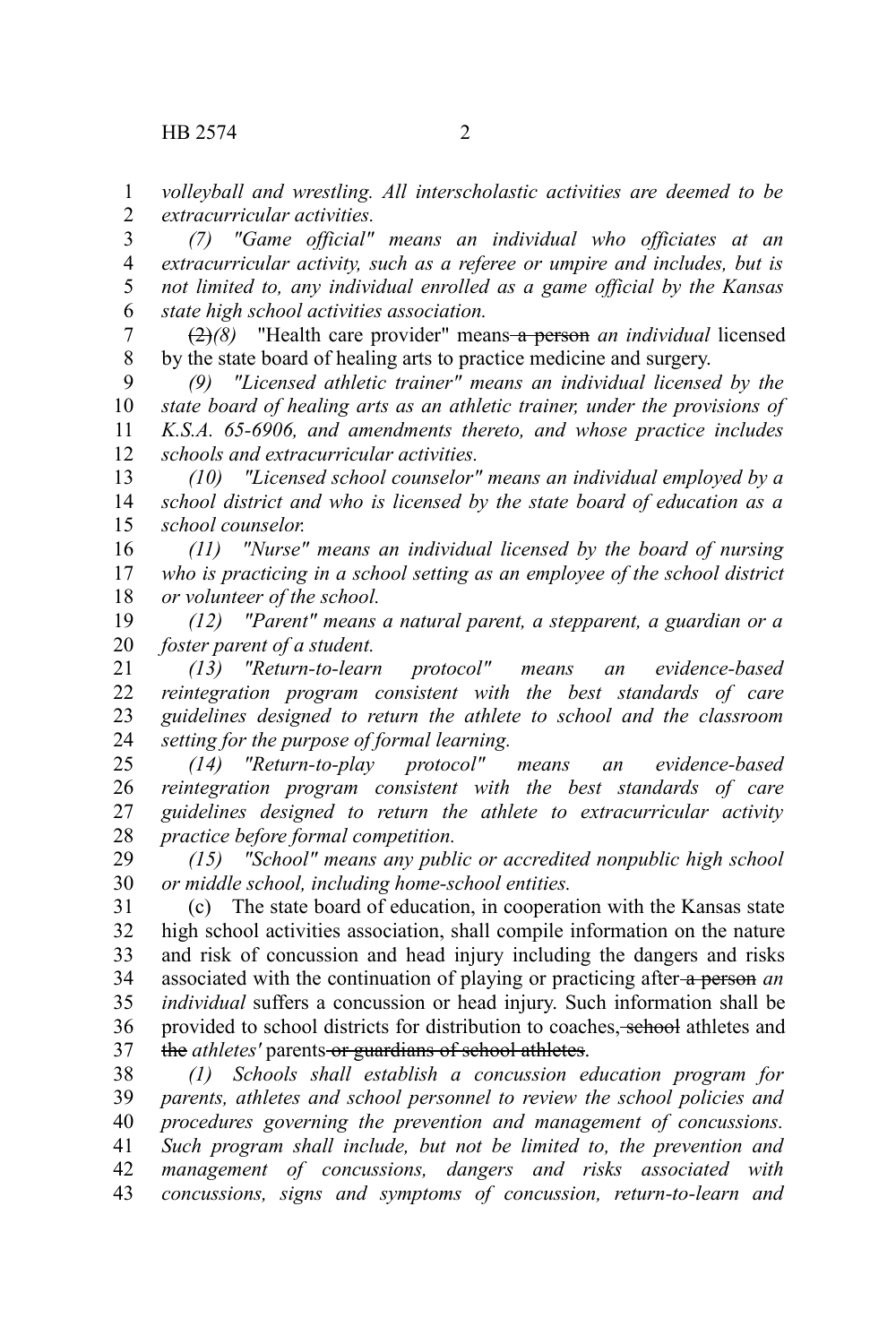*volleyball and wrestling. All interscholastic activities are deemed to be extracurricular activities.*

*(7) "Game official" means an individual who officiates at an extracurricular activity, such as a referee or umpire and includes, but is not limited to, any individual enrolled as a game official by the Kansas state high school activities association.*

~~(2)~~*(8)* "Health care provider" means ~~a person~~ *an individual* licensed by the state board of healing arts to practice medicine and surgery.

*(9) "Licensed athletic trainer" means an individual licensed by the state board of healing arts as an athletic trainer, under the provisions of K.S.A. 65-6906, and amendments thereto, and whose practice includes schools and extracurricular activities.*

*(10) "Licensed school counselor" means an individual employed by a school district and who is licensed by the state board of education as a school counselor.*

*(11) "Nurse" means an individual licensed by the board of nursing who is practicing in a school setting as an employee of the school district or volunteer of the school.*

*(12) "Parent" means a natural parent, a stepparent, a guardian or a foster parent of a student.*

*(13) "Return-to-learn protocol" means an evidence-based reintegration program consistent with the best standards of care guidelines designed to return the athlete to school and the classroom setting for the purpose of formal learning.*

*(14) "Return-to-play protocol" means an evidence-based reintegration program consistent with the best standards of care guidelines designed to return the athlete to extracurricular activity practice before formal competition.*

*(15) "School" means any public or accredited nonpublic high school or middle school, including home-school entities.*

(c) The state board of education, in cooperation with the Kansas state high school activities association, shall compile information on the nature and risk of concussion and head injury including the dangers and risks associated with the continuation of playing or practicing after ~~a person~~ *an individual* suffers a concussion or head injury. Such information shall be provided to school districts for distribution to coaches, ~~school~~ athletes and ~~the~~ *athletes'* parents ~~or guardians of school athletes~~.

*(1) Schools shall establish a concussion education program for parents, athletes and school personnel to review the school policies and procedures governing the prevention and management of concussions. Such program shall include, but not be limited to, the prevention and management of concussions, dangers and risks associated with concussions, signs and symptoms of concussion, return-to-learn and*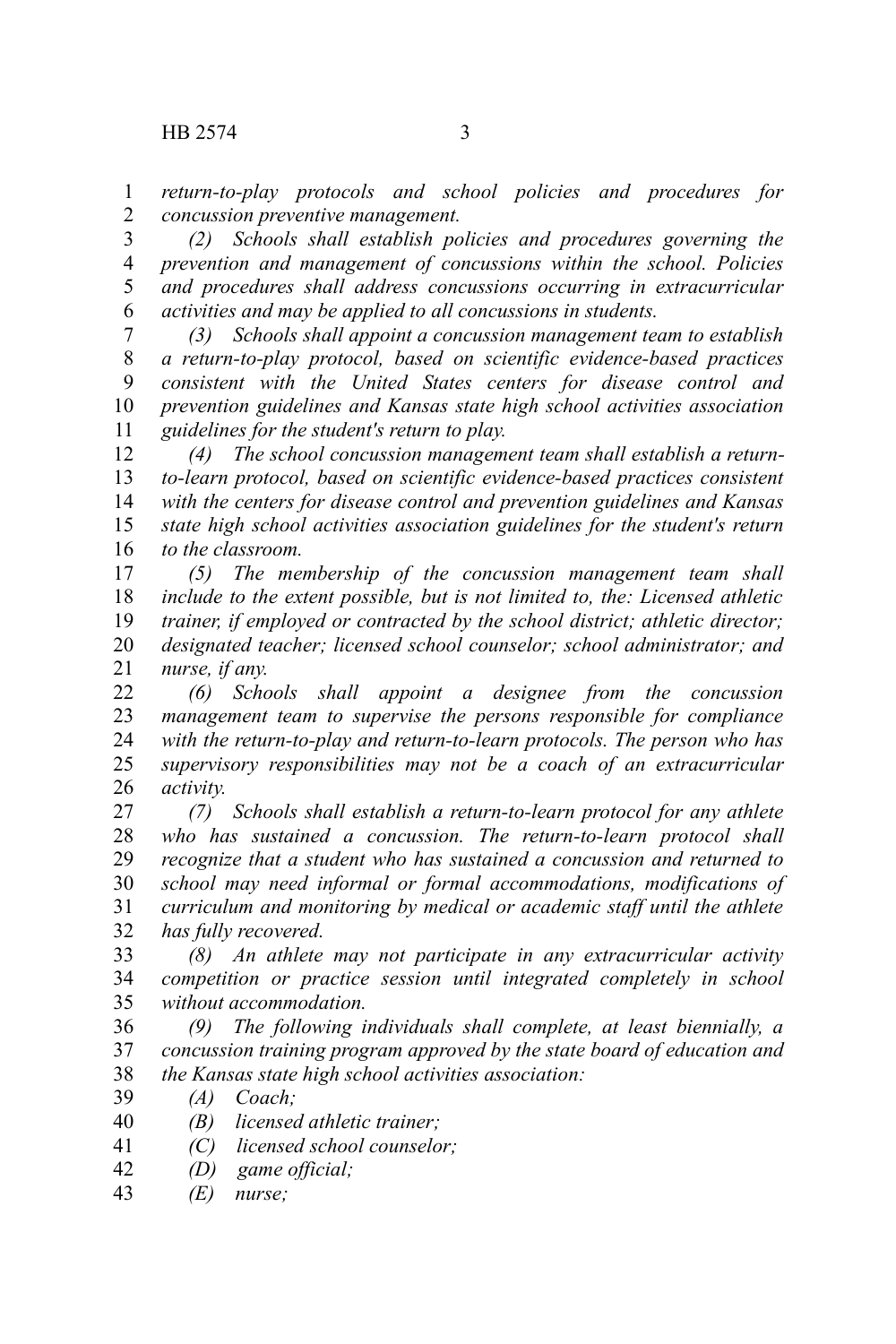*return-to-play protocols and school policies and procedures for concussion preventive management.*

*(2) Schools shall establish policies and procedures governing the prevention and management of concussions within the school. Policies and procedures shall address concussions occurring in extracurricular activities and may be applied to all concussions in students.*

*(3) Schools shall appoint a concussion management team to establish a return-to-play protocol, based on scientific evidence-based practices consistent with the United States centers for disease control and prevention guidelines and Kansas state high school activities association guidelines for the student's return to play.*

*(4) The school concussion management team shall establish a return-to-learn protocol, based on scientific evidence-based practices consistent with the centers for disease control and prevention guidelines and Kansas state high school activities association guidelines for the student's return to the classroom.*

*(5) The membership of the concussion management team shall include to the extent possible, but is not limited to, the: Licensed athletic trainer, if employed or contracted by the school district; athletic director; designated teacher; licensed school counselor; school administrator; and nurse, if any.*

*(6) Schools shall appoint a designee from the concussion management team to supervise the persons responsible for compliance with the return-to-play and return-to-learn protocols. The person who has supervisory responsibilities may not be a coach of an extracurricular activity.*

*(7) Schools shall establish a return-to-learn protocol for any athlete who has sustained a concussion. The return-to-learn protocol shall recognize that a student who has sustained a concussion and returned to school may need informal or formal accommodations, modifications of curriculum and monitoring by medical or academic staff until the athlete has fully recovered.*

*(8) An athlete may not participate in any extracurricular activity competition or practice session until integrated completely in school without accommodation.*

*(9) The following individuals shall complete, at least biennially, a concussion training program approved by the state board of education and the Kansas state high school activities association:*

*(A) Coach;*

*(B) licensed athletic trainer;*

*(C) licensed school counselor;*

*(D) game official;*

*(E) nurse;*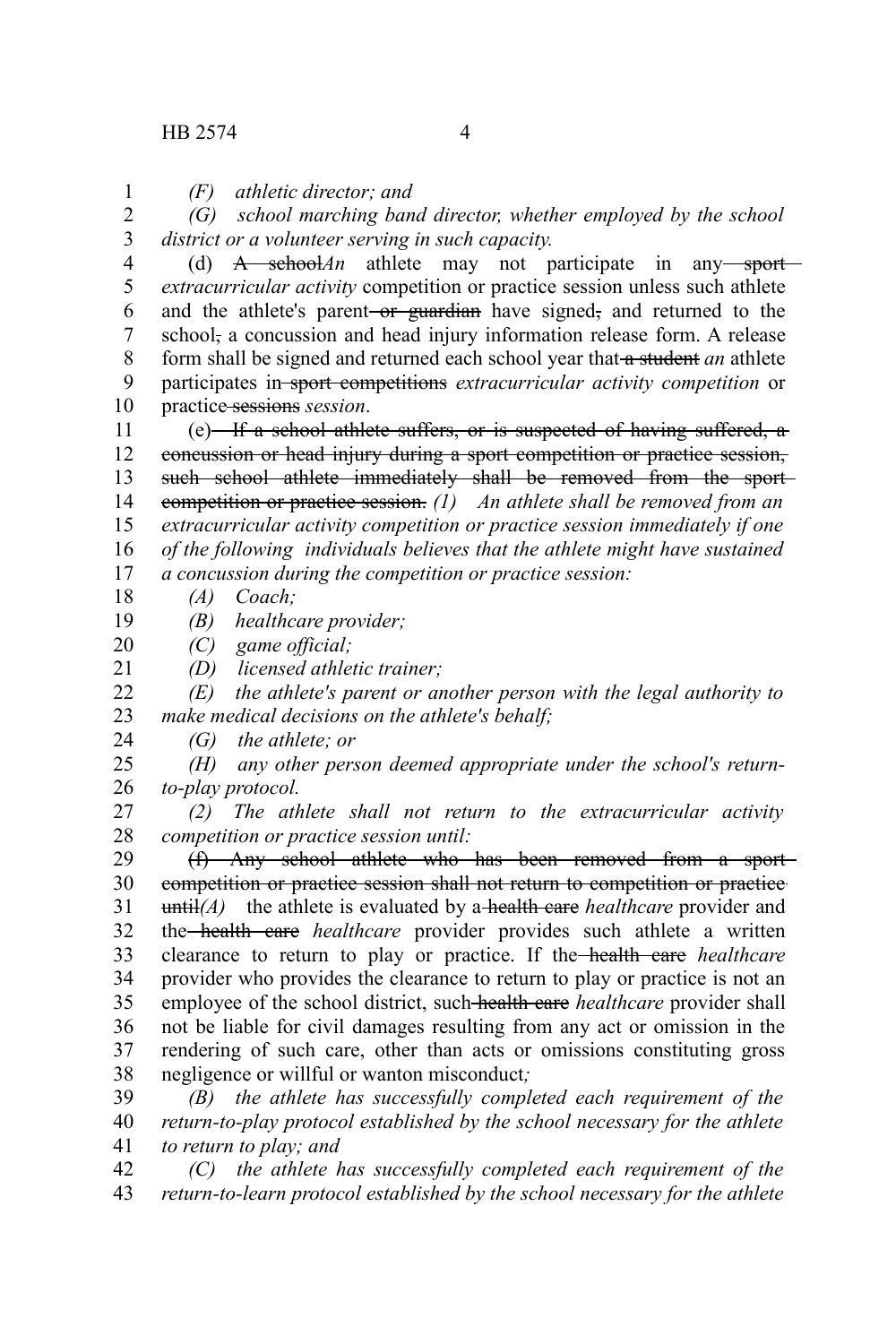*(F) athletic director; and*

*(G) school marching band director, whether employed by the school district or a volunteer serving in such capacity.*

(d) ~~A school~~*An* athlete may not participate in any ~~sport~~ *extracurricular activity* competition or practice session unless such athlete and the athlete's parent ~~or guardian~~ have signed~~,~~ and returned to the school~~,~~ a concussion and head injury information release form. A release form shall be signed and returned each school year that ~~a student~~ *an* athlete participates in ~~sport competitions~~ *extracurricular activity competition* or practice ~~sessions~~ *session*.

(e) ~~If a school athlete suffers, or is suspected of having suffered, a concussion or head injury during a sport competition or practice session, such school athlete immediately shall be removed from the sport competition or practice session.~~ *(1) An athlete shall be removed from an extracurricular activity competition or practice session immediately if one of the following individuals believes that the athlete might have sustained a concussion during the competition or practice session:*

*(A) Coach;*

*(B) healthcare provider;*

*(C) game official;*

*(D) licensed athletic trainer;*

*(E) the athlete's parent or another person with the legal authority to make medical decisions on the athlete's behalf;*

*(G) the athlete; or*

*(H) any other person deemed appropriate under the school's return-to-play protocol.*

*(2) The athlete shall not return to the extracurricular activity competition or practice session until:*

~~(f) Any school athlete who has been removed from a sport competition or practice session shall not return to competition or practice until~~*(A)* the athlete is evaluated by a ~~health care~~ *healthcare* provider and the ~~health care~~ *healthcare* provider provides such athlete a written clearance to return to play or practice. If the ~~health care~~ *healthcare* provider who provides the clearance to return to play or practice is not an employee of the school district, such ~~health care~~ *healthcare* provider shall not be liable for civil damages resulting from any act or omission in the rendering of such care, other than acts or omissions constituting gross negligence or willful or wanton misconduct*;*

*(B) the athlete has successfully completed each requirement of the return-to-play protocol established by the school necessary for the athlete to return to play; and*

*(C) the athlete has successfully completed each requirement of the return-to-learn protocol established by the school necessary for the athlete*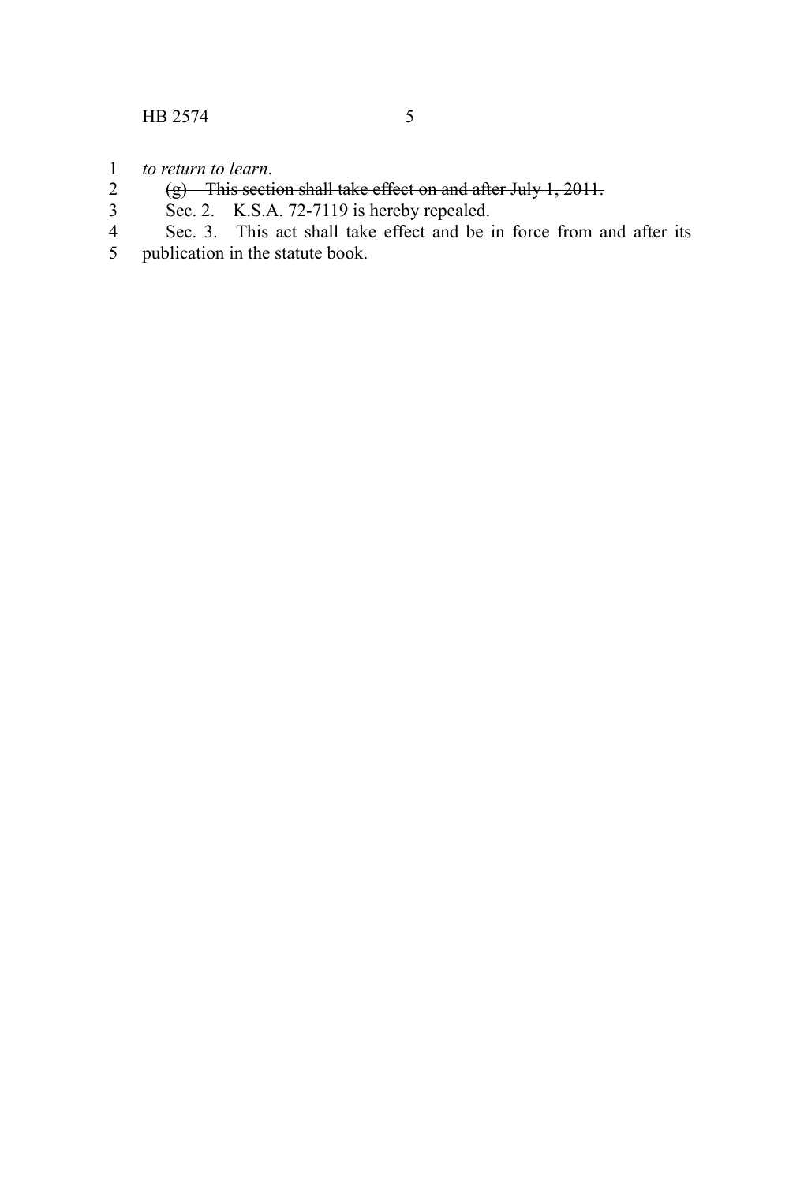*to return to learn*.

~~(g) This section shall take effect on and after July 1, 2011.~~

Sec. 2. K.S.A. 72-7119 is hereby repealed.

Sec. 3. This act shall take effect and be in force from and after its publication in the statute book.